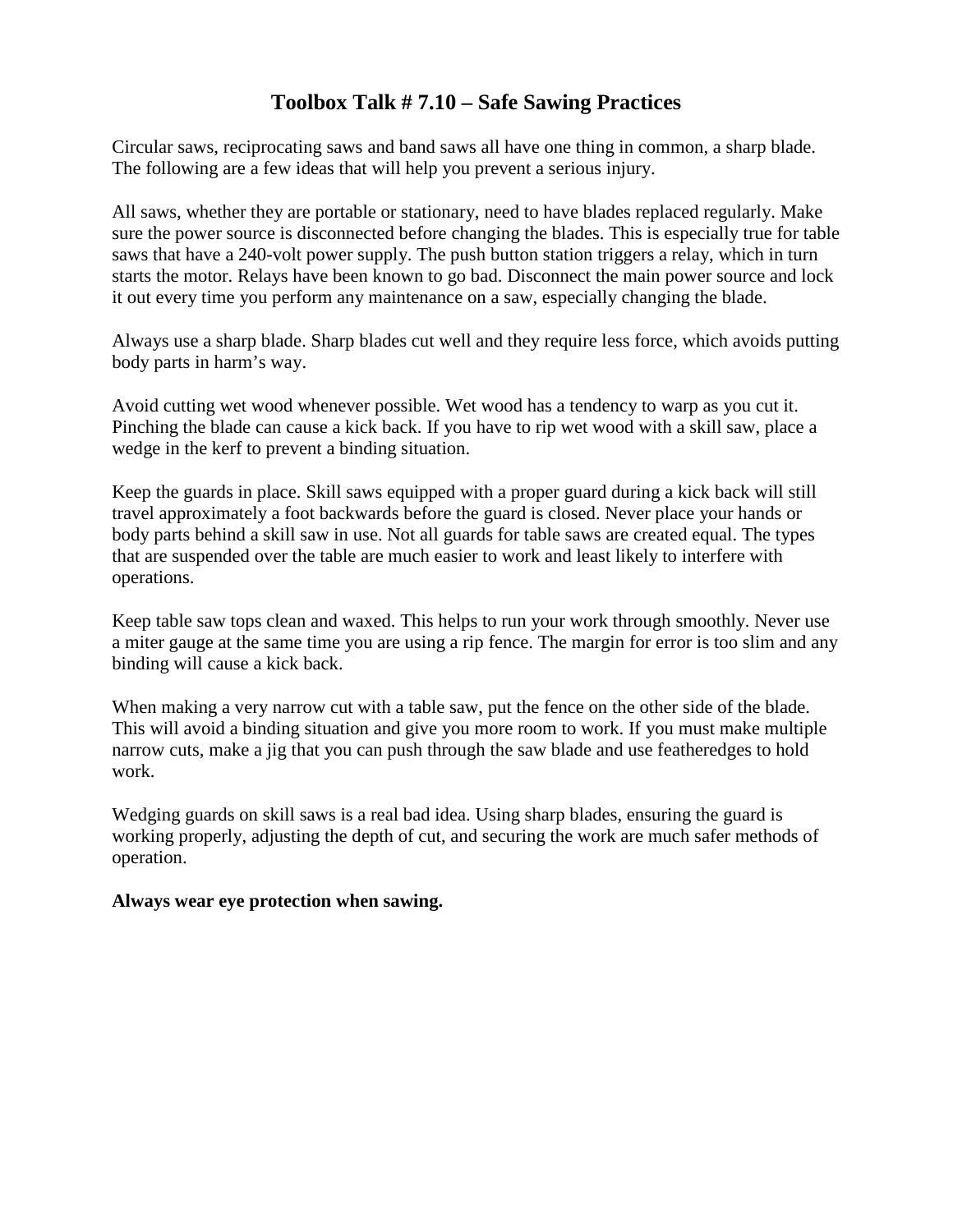# Toolbox Talk # 7.10 – Safe Sawing Practices

Circular saws, reciprocating saws and band saws all have one thing in common, a sharp blade. The following are a few ideas that will help you prevent a serious injury.

All saws, whether they are portable or stationary, need to have blades replaced regularly. Make sure the power source is disconnected before changing the blades. This is especially true for table saws that have a 240-volt power supply. The push button station triggers a relay, which in turn starts the motor. Relays have been known to go bad. Disconnect the main power source and lock it out every time you perform any maintenance on a saw, especially changing the blade.

Always use a sharp blade. Sharp blades cut well and they require less force, which avoids putting body parts in harm's way.

Avoid cutting wet wood whenever possible. Wet wood has a tendency to warp as you cut it. Pinching the blade can cause a kick back. If you have to rip wet wood with a skill saw, place a wedge in the kerf to prevent a binding situation.

Keep the guards in place. Skill saws equipped with a proper guard during a kick back will still travel approximately a foot backwards before the guard is closed. Never place your hands or body parts behind a skill saw in use. Not all guards for table saws are created equal. The types that are suspended over the table are much easier to work and least likely to interfere with operations.

Keep table saw tops clean and waxed. This helps to run your work through smoothly. Never use a miter gauge at the same time you are using a rip fence. The margin for error is too slim and any binding will cause a kick back.

When making a very narrow cut with a table saw, put the fence on the other side of the blade. This will avoid a binding situation and give you more room to work. If you must make multiple narrow cuts, make a jig that you can push through the saw blade and use featheredges to hold work.

Wedging guards on skill saws is a real bad idea. Using sharp blades, ensuring the guard is working properly, adjusting the depth of cut, and securing the work are much safer methods of operation.

**Always wear eye protection when sawing.**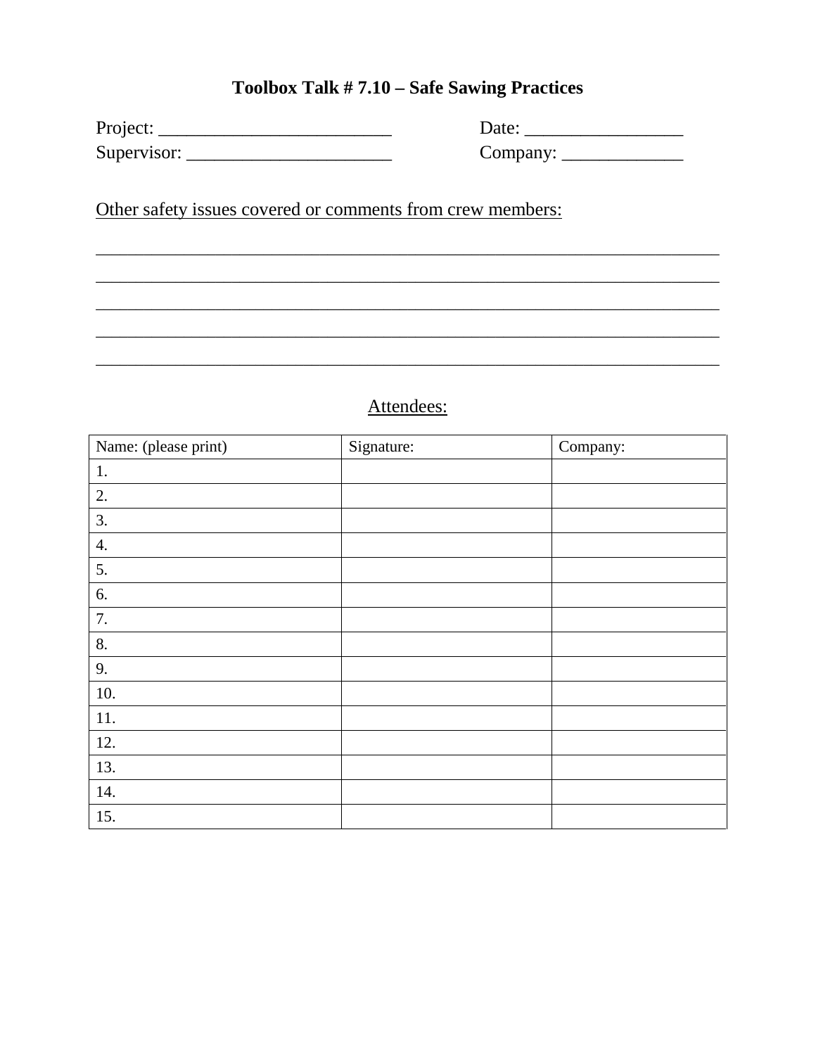# Toolbox Talk # 7.10 – Safe Sawing Practices

Project: _________________________ Date: _________________

Supervisor: ______________________ Company: _____________

Other safety issues covered or comments from crew members:

___________________________________________________________________________

___________________________________________________________________________

___________________________________________________________________________

___________________________________________________________________________

___________________________________________________________________________

Attendees:

| Name: (please print) | Signature: | Company: |
|---|---|---|
| 1. | | |
| 2. | | |
| 3. | | |
| 4. | | |
| 5. | | |
| 6. | | |
| 7. | | |
| 8. | | |
| 9. | | |
| 10. | | |
| 11. | | |
| 12. | | |
| 13. | | |
| 14. | | |
| 15. | | |